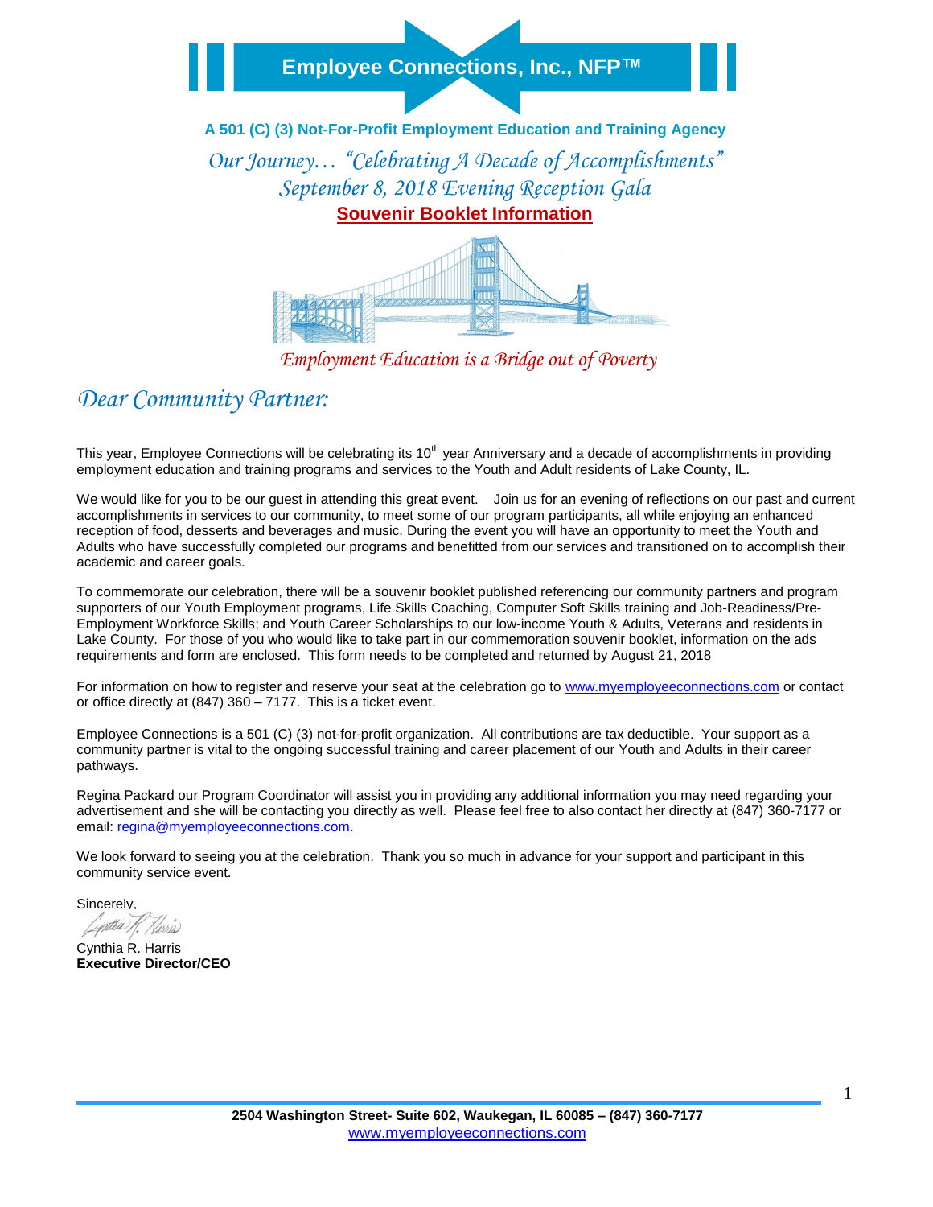# Employee Connections, Inc., NFP™

**A 501 (C) (3) Not-For-Profit Employment Education and Training Agency**

*Our Journey… "Celebrating A Decade of Accomplishments"*
*September 8, 2018 Evening Reception Gala*

**Souvenir Booklet Information**

*Employment Education is a Bridge out of Poverty*

## *Dear Community Partner:*

This year, Employee Connections will be celebrating its 10th year Anniversary and a decade of accomplishments in providing employment education and training programs and services to the Youth and Adult residents of Lake County, IL.

We would like for you to be our guest in attending this great event. Join us for an evening of reflections on our past and current accomplishments in services to our community, to meet some of our program participants, all while enjoying an enhanced reception of food, desserts and beverages and music. During the event you will have an opportunity to meet the Youth and Adults who have successfully completed our programs and benefitted from our services and transitioned on to accomplish their academic and career goals.

To commemorate our celebration, there will be a souvenir booklet published referencing our community partners and program supporters of our Youth Employment programs, Life Skills Coaching, Computer Soft Skills training and Job-Readiness/Pre-Employment Workforce Skills; and Youth Career Scholarships to our low-income Youth & Adults, Veterans and residents in Lake County. For those of you who would like to take part in our commemoration souvenir booklet, information on the ads requirements and form are enclosed. This form needs to be completed and returned by August 21, 2018

For information on how to register and reserve your seat at the celebration go to www.myemployeeconnections.com or contact or office directly at (847) 360 – 7177. This is a ticket event.

Employee Connections is a 501 (C) (3) not-for-profit organization. All contributions are tax deductible. Your support as a community partner is vital to the ongoing successful training and career placement of our Youth and Adults in their career pathways.

Regina Packard our Program Coordinator will assist you in providing any additional information you may need regarding your advertisement and she will be contacting you directly as well. Please feel free to also contact her directly at (847) 360-7177 or email: regina@myemployeeconnections.com.

We look forward to seeing you at the celebration. Thank you so much in advance for your support and participant in this community service event.

Sincerely,

Cynthia R. Harris
**Executive Director/CEO**

**2504 Washington Street- Suite 602, Waukegan, IL 60085 – (847) 360-7177**
www.myemployeeconnections.com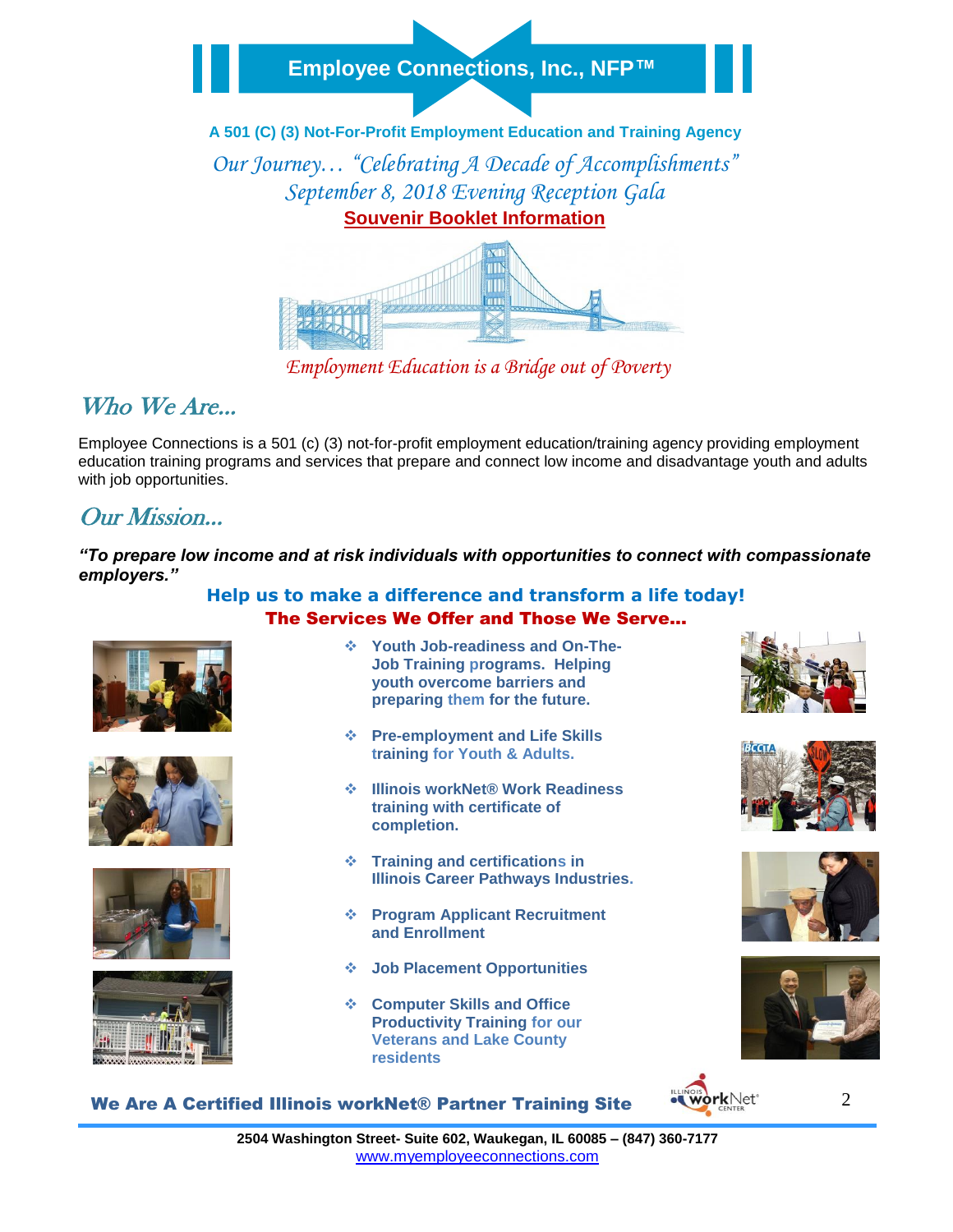# Employee Connections, Inc., NFP™

**A 501 (C) (3) Not-For-Profit Employment Education and Training Agency**

*Our Journey… "Celebrating A Decade of Accomplishments"*
*September 8, 2018 Evening Reception Gala*

**Souvenir Booklet Information**

*Employment Education is a Bridge out of Poverty*

## *Who We Are...*

Employee Connections is a 501 (c) (3) not-for-profit employment education/training agency providing employment education training programs and services that prepare and connect low income and disadvantage youth and adults with job opportunities.

## *Our Mission...*

***"To prepare low income and at risk individuals with opportunities to connect with compassionate employers."***

**Help us to make a difference and transform a life today!**

**The Services We Offer and Those We Serve...**

- **Youth Job-readiness and On-The-Job Training programs. Helping youth overcome barriers and preparing them for the future.**
- **Pre-employment and Life Skills training for Youth & Adults.**
- **Illinois workNet® Work Readiness training with certificate of completion.**
- **Training and certifications in Illinois Career Pathways Industries.**
- **Program Applicant Recruitment and Enrollment**
- **Job Placement Opportunities**
- **Computer Skills and Office Productivity Training for our Veterans and Lake County residents**

**We Are A Certified Illinois workNet® Partner Training Site**

**2504 Washington Street- Suite 602, Waukegan, IL 60085 – (847) 360-7177**
www.myemployeeconnections.com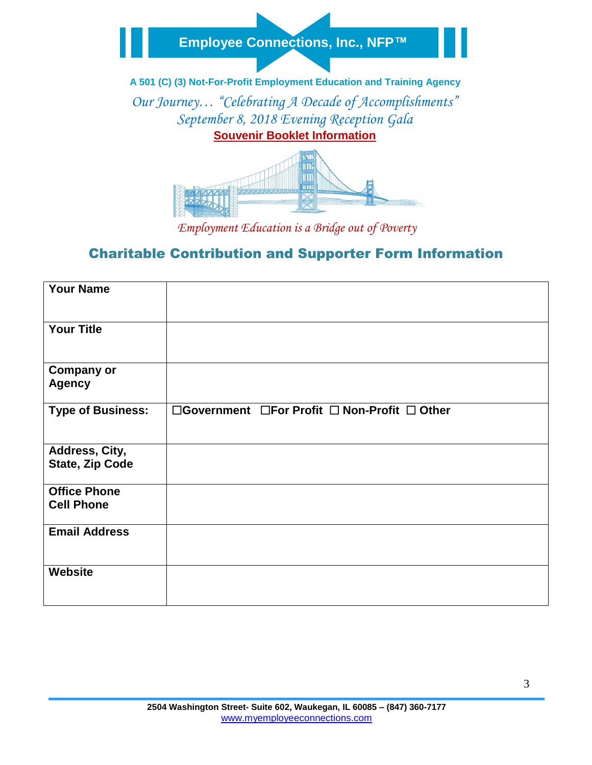**Employee Connections, Inc., NFP™**

**A 501 (C) (3) Not-For-Profit Employment Education and Training Agency**

*Our Journey… "Celebrating A Decade of Accomplishments"*
*September 8, 2018 Evening Reception Gala*

**Souvenir Booklet Information**

*Employment Education is a Bridge out of Poverty*

## Charitable Contribution and Supporter Form Information

| | |
|---|---|
| **Your Name** | |
| **Your Title** | |
| **Company or Agency** | |
| **Type of Business:** | ☐**Government** ☐**For Profit** ☐ **Non-Profit** ☐ **Other** |
| **Address, City, State, Zip Code** | |
| **Office Phone Cell Phone** | |
| **Email Address** | |
| **Website** | |

**2504 Washington Street- Suite 602, Waukegan, IL 60085 – (847) 360-7177**
www.myemployeeconnections.com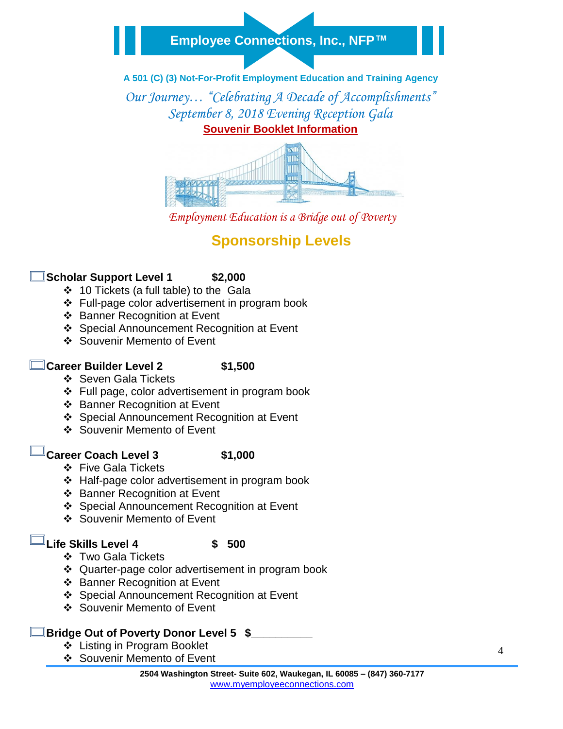# Employee Connections, Inc., NFP™

**A 501 (C) (3) Not-For-Profit Employment Education and Training Agency**

*Our Journey… "Celebrating A Decade of Accomplishments"*

*September 8, 2018 Evening Reception Gala*

**Souvenir Booklet Information**

*Employment Education is a Bridge out of Poverty*

## Sponsorship Levels

☐ **Scholar Support Level 1 $2,000**

- 10 Tickets (a full table) to the Gala
- Full-page color advertisement in program book
- Banner Recognition at Event
- Special Announcement Recognition at Event
- Souvenir Memento of Event

☐ **Career Builder Level 2 $1,500**

- Seven Gala Tickets
- Full page, color advertisement in program book
- Banner Recognition at Event
- Special Announcement Recognition at Event
- Souvenir Memento of Event

☐ **Career Coach Level 3 $1,000**

- Five Gala Tickets
- Half-page color advertisement in program book
- Banner Recognition at Event
- Special Announcement Recognition at Event
- Souvenir Memento of Event

☐ **Life Skills Level 4 $ 500**

- Two Gala Tickets
- Quarter-page color advertisement in program book
- Banner Recognition at Event
- Special Announcement Recognition at Event
- Souvenir Memento of Event

☐ **Bridge Out of Poverty Donor Level 5 $__________**

- Listing in Program Booklet
- Souvenir Memento of Event

**2504 Washington Street- Suite 602, Waukegan, IL 60085 – (847) 360-7177**

www.myemployeeconnections.com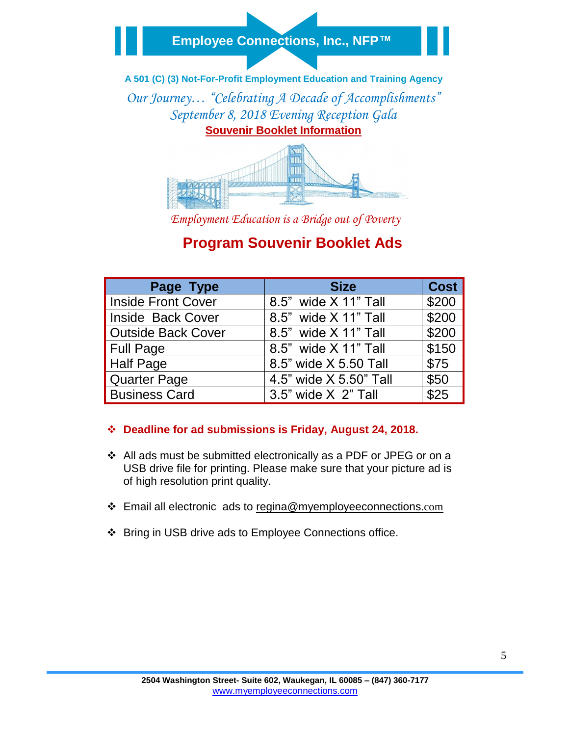# Employee Connections, Inc., NFP™

**A 501 (C) (3) Not-For-Profit Employment Education and Training Agency**

*Our Journey… "Celebrating A Decade of Accomplishments"*
*September 8, 2018 Evening Reception Gala*

**Souvenir Booklet Information**

*Employment Education is a Bridge out of Poverty*

## Program Souvenir Booklet Ads

| Page Type | Size | Cost |
|---|---|---|
| Inside Front Cover | 8.5" wide X 11" Tall | $200 |
| Inside Back Cover | 8.5" wide X 11" Tall | $200 |
| Outside Back Cover | 8.5" wide X 11" Tall | $200 |
| Full Page | 8.5" wide X 11" Tall | $150 |
| Half Page | 8.5" wide X 5.50 Tall | $75 |
| Quarter Page | 4.5" wide X 5.50" Tall | $50 |
| Business Card | 3.5" wide X 2" Tall | $25 |

- **Deadline for ad submissions is Friday, August 24, 2018.**
- All ads must be submitted electronically as a PDF or JPEG or on a USB drive file for printing. Please make sure that your picture ad is of high resolution print quality.
- Email all electronic ads to regina@myemployeeconnections.com
- Bring in USB drive ads to Employee Connections office.

**2504 Washington Street- Suite 602, Waukegan, IL 60085 – (847) 360-7177**
www.myemployeeconnections.com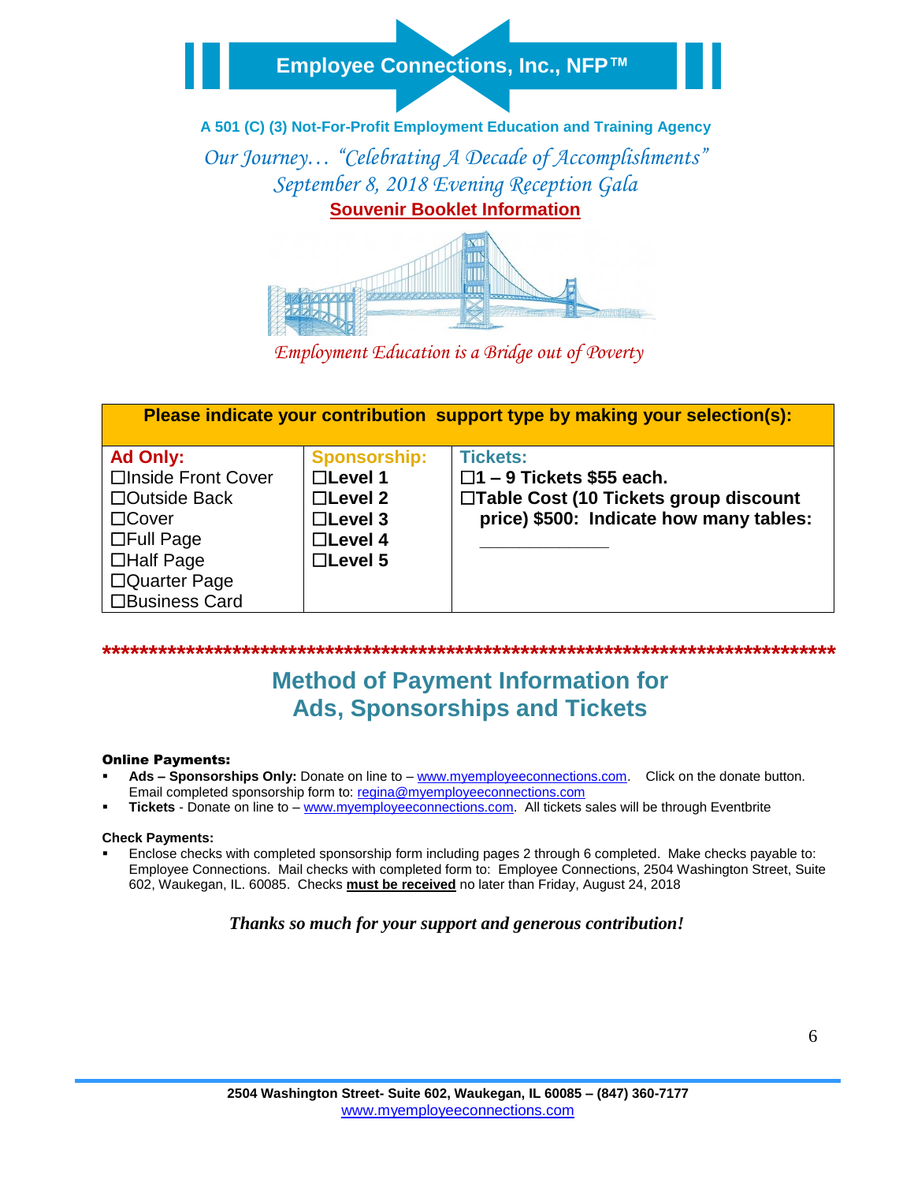# Employee Connections, Inc., NFP™

**A 501 (C) (3) Not-For-Profit Employment Education and Training Agency**

*Our Journey… "Celebrating A Decade of Accomplishments"*
*September 8, 2018 Evening Reception Gala*

**Souvenir Booklet Information**

*Employment Education is a Bridge out of Poverty*

| Please indicate your contribution support type by making your selection(s): | | |
|---|---|---|
| **Ad Only:** | **Sponsorship:** | **Tickets:** |
| ☐Inside Front Cover | ☐**Level 1** | ☐**1 – 9 Tickets $55 each.** |
| ☐Outside Back | ☐**Level 2** | ☐**Table Cost (10 Tickets group discount price) $500: Indicate how many tables: \_\_\_\_\_\_\_\_\_\_\_\_\_\_** |
| ☐Cover | ☐**Level 3** | |
| ☐Full Page | ☐**Level 4** | |
| ☐Half Page | ☐**Level 5** | |
| ☐Quarter Page | | |
| ☐Business Card | | |

**************************************************************************************

## Method of Payment Information for Ads, Sponsorships and Tickets

**Online Payments:**

- **Ads – Sponsorships Only:** Donate on line to – www.myemployeeconnections.com. Click on the donate button. Email completed sponsorship form to: regina@myemployeeconnections.com
- **Tickets** - Donate on line to – www.myemployeeconnections.com. All tickets sales will be through Eventbrite

**Check Payments:**

- Enclose checks with completed sponsorship form including pages 2 through 6 completed. Make checks payable to: Employee Connections. Mail checks with completed form to: Employee Connections, 2504 Washington Street, Suite 602, Waukegan, IL. 60085. Checks **must be received** no later than Friday, August 24, 2018

***Thanks so much for your support and generous contribution!***

**2504 Washington Street- Suite 602, Waukegan, IL 60085 – (847) 360-7177**
www.myemployeeconnections.com